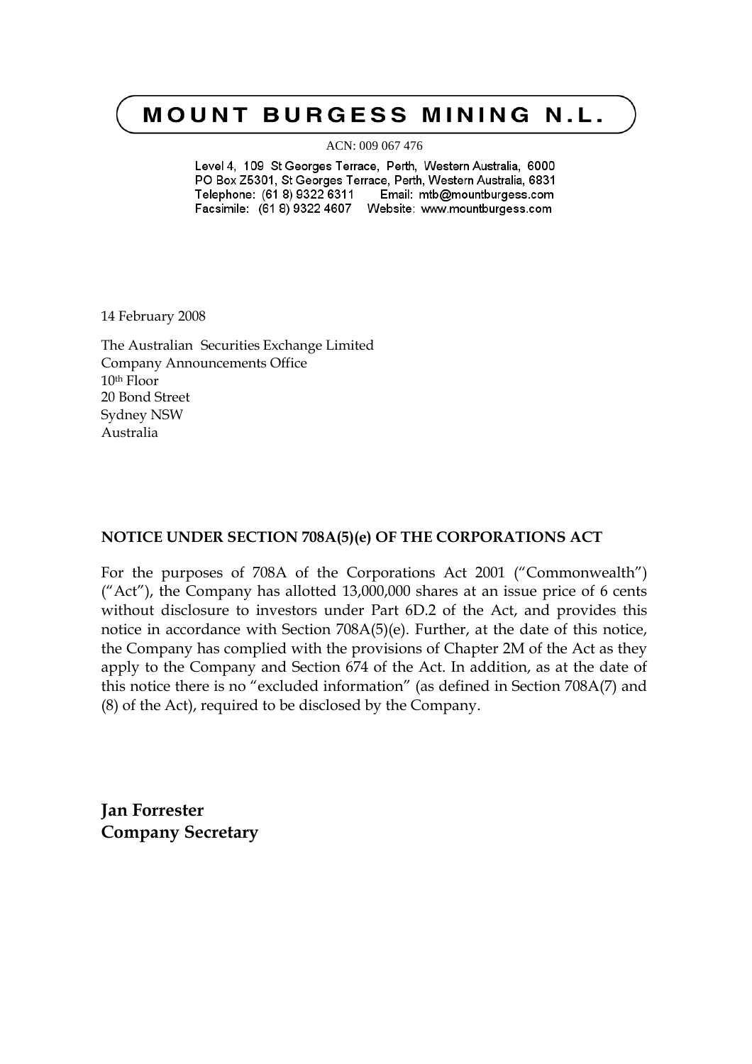# MOUNT BURGESS MINING N.L.

ACN: 009 067 476

Level 4, 109 St Georges Terrace, Perth, Western Australia, 6000
PO Box Z5301, St Georges Terrace, Perth, Western Australia, 6831
Telephone: (61 8) 9322 6311 Email: mtb@mountburgess.com
Facsimile: (61 8) 9322 4607 Website: www.mountburgess.com

14 February 2008

The Australian Securities Exchange Limited
Company Announcements Office
10th Floor
20 Bond Street
Sydney NSW
Australia

**NOTICE UNDER SECTION 708A(5)(e) OF THE CORPORATIONS ACT**

For the purposes of 708A of the Corporations Act 2001 ("Commonwealth") ("Act"), the Company has allotted 13,000,000 shares at an issue price of 6 cents without disclosure to investors under Part 6D.2 of the Act, and provides this notice in accordance with Section 708A(5)(e). Further, at the date of this notice, the Company has complied with the provisions of Chapter 2M of the Act as they apply to the Company and Section 674 of the Act. In addition, as at the date of this notice there is no "excluded information" (as defined in Section 708A(7) and (8) of the Act), required to be disclosed by the Company.

**Jan Forrester**
**Company Secretary**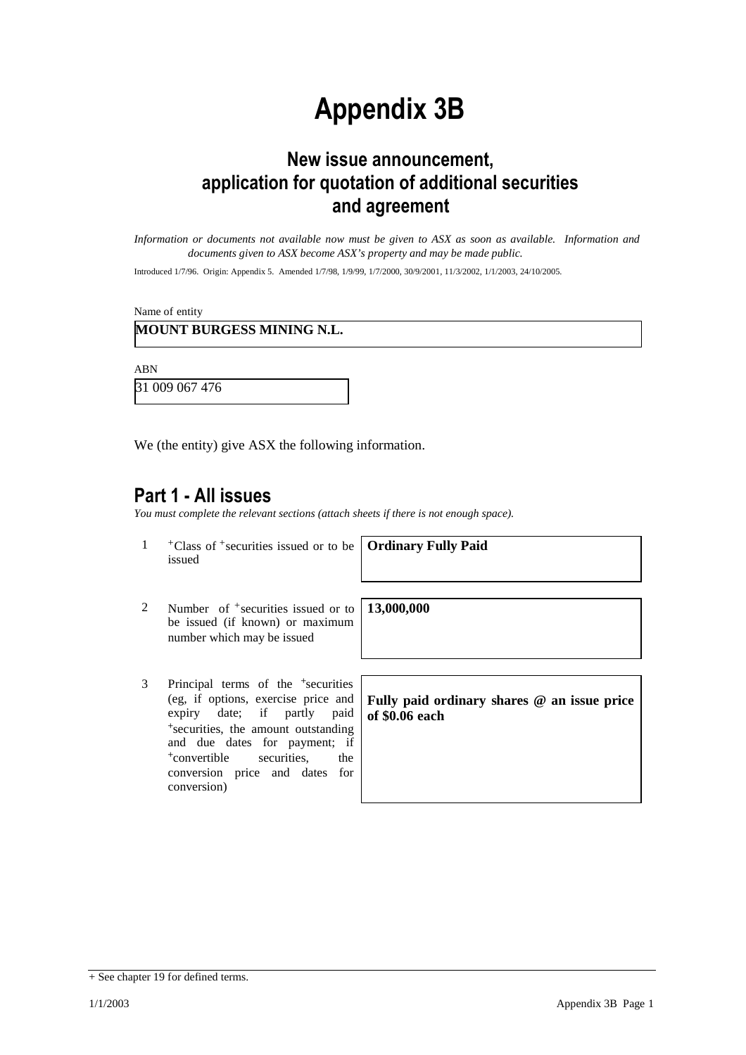# Appendix 3B

## New issue announcement, application for quotation of additional securities and agreement

*Information or documents not available now must be given to ASX as soon as available. Information and documents given to ASX become ASX's property and may be made public.*

Introduced 1/7/96. Origin: Appendix 5. Amended 1/7/98, 1/9/99, 1/7/2000, 30/9/2001, 11/3/2002, 1/1/2003, 24/10/2005.

Name of entity

**MOUNT BURGESS MINING N.L.**

ABN

31 009 067 476

We (the entity) give ASX the following information.

## Part 1 - All issues

*You must complete the relevant sections (attach sheets if there is not enough space).*

| | | |
|---|---|---|
| 1 | +Class of +securities issued or to be issued | **Ordinary Fully Paid** |
| 2 | Number of +securities issued or to be issued (if known) or maximum number which may be issued | **13,000,000** |
| 3 | Principal terms of the +securities (eg, if options, exercise price and expiry date; if partly paid +securities, the amount outstanding and due dates for payment; if +convertible securities, the conversion price and dates for conversion) | **Fully paid ordinary shares @ an issue price of $0.06 each** |

+ See chapter 19 for defined terms.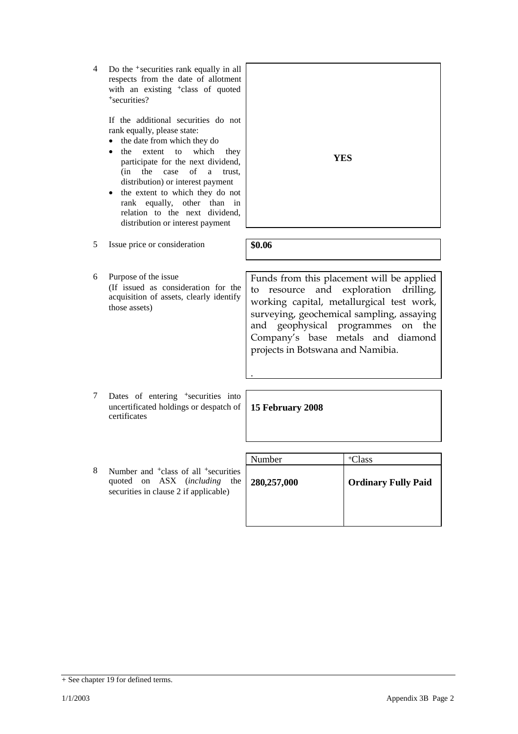| | | |
|---|---|---|
| 4 | Do the +securities rank equally in all respects from the date of allotment with an existing +class of quoted +securities?<br><br>If the additional securities do not rank equally, please state:<br>• the date from which they do<br>• the extent to which they participate for the next dividend, (in the case of a trust, distribution) or interest payment<br>• the extent to which they do not rank equally, other than in relation to the next dividend, distribution or interest payment | **YES** |
| 5 | Issue price or consideration | **$0.06** |
| 6 | Purpose of the issue<br>(If issued as consideration for the acquisition of assets, clearly identify those assets) | Funds from this placement will be applied to resource and exploration drilling, working capital, metallurgical test work, surveying, geochemical sampling, assaying and geophysical programmes on the Company's base metals and diamond projects in Botswana and Namibia.<br><br>. |
| 7 | Dates of entering +securities into uncertificated holdings or despatch of certificates | **15 February 2008** |

| | | Number | +Class |
|---|---|---|---|
| 8 | Number and +class of all +securities quoted on ASX (*including* the securities in clause 2 if applicable) | **280,257,000** | **Ordinary Fully Paid** |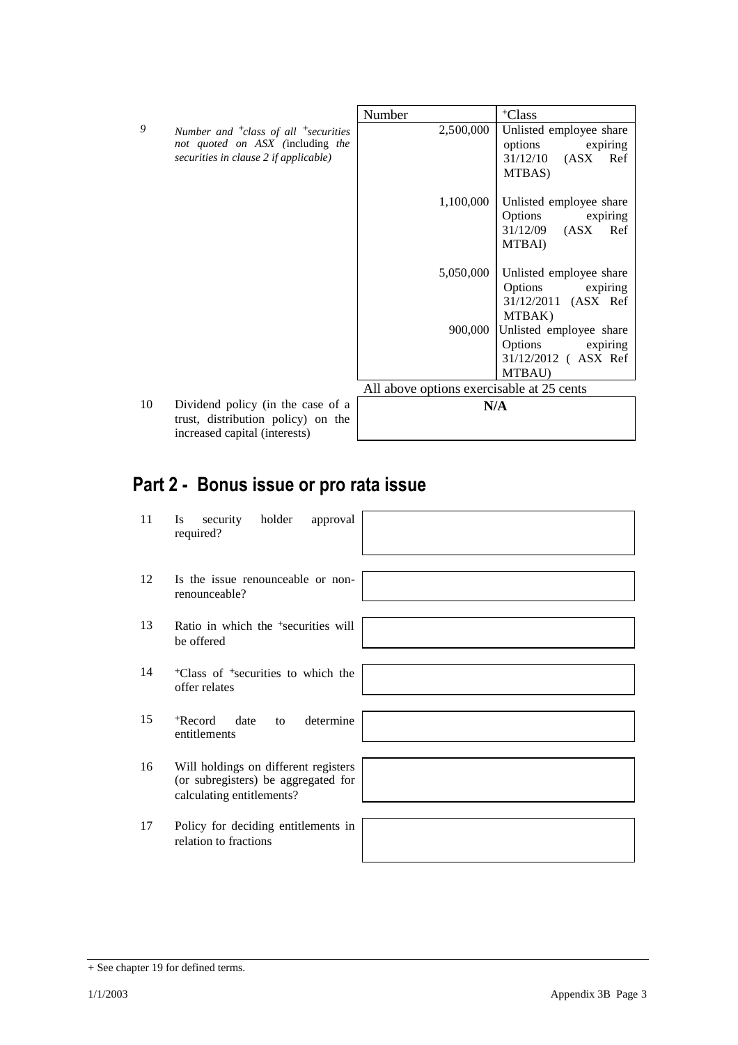| | | Number | +Class |
|---|---|---|---|
| 9 | *Number and +class of all +securities not quoted on ASX (including the securities in clause 2 if applicable)* | 2,500,000 | Unlisted employee share options expiring 31/12/10 (ASX Ref MTBAS) |
| | | 1,100,000 | Unlisted employee share Options expiring 31/12/09 (ASX Ref MTBAI) |
| | | 5,050,000 | Unlisted employee share Options expiring 31/12/2011 (ASX Ref MTBAK) |
| | | 900,000 | Unlisted employee share Options expiring 31/12/2012 ( ASX Ref MTBAU) |
| | | All above options exercisable at 25 cents | |

| | | |
|---|---|---|
| 10 | Dividend policy (in the case of a trust, distribution policy) on the increased capital (interests) | **N/A** |

## Part 2 - Bonus issue or pro rata issue

| | | |
|---|---|---|
| 11 | Is security holder approval required? | |
| 12 | Is the issue renounceable or non-renounceable? | |
| 13 | Ratio in which the +securities will be offered | |
| 14 | +Class of +securities to which the offer relates | |
| 15 | +Record date to determine entitlements | |
| 16 | Will holdings on different registers (or subregisters) be aggregated for calculating entitlements? | |
| 17 | Policy for deciding entitlements in relation to fractions | |

+ See chapter 19 for defined terms.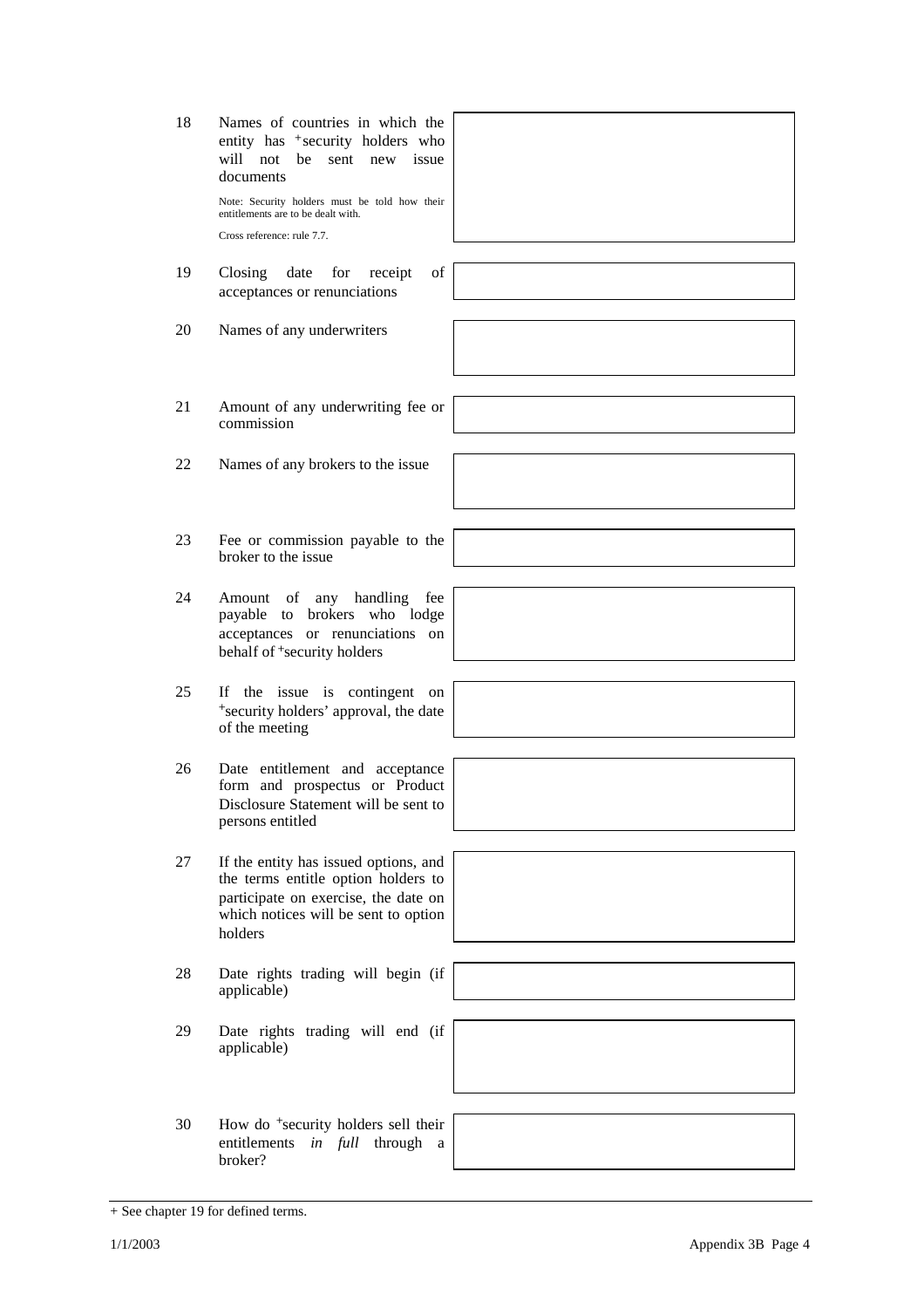| | | |
|---|---|---|
| 18 | Names of countries in which the entity has +security holders who will not be sent new issue documents<br><br>Note: Security holders must be told how their entitlements are to be dealt with.<br><br>Cross reference: rule 7.7. | |
| 19 | Closing date for receipt of acceptances or renunciations | |
| 20 | Names of any underwriters | |
| 21 | Amount of any underwriting fee or commission | |
| 22 | Names of any brokers to the issue | |
| 23 | Fee or commission payable to the broker to the issue | |
| 24 | Amount of any handling fee payable to brokers who lodge acceptances or renunciations on behalf of +security holders | |
| 25 | If the issue is contingent on +security holders' approval, the date of the meeting | |
| 26 | Date entitlement and acceptance form and prospectus or Product Disclosure Statement will be sent to persons entitled | |
| 27 | If the entity has issued options, and the terms entitle option holders to participate on exercise, the date on which notices will be sent to option holders | |
| 28 | Date rights trading will begin (if applicable) | |
| 29 | Date rights trading will end (if applicable) | |
| 30 | How do +security holders sell their entitlements *in full* through a broker? | |

+ See chapter 19 for defined terms.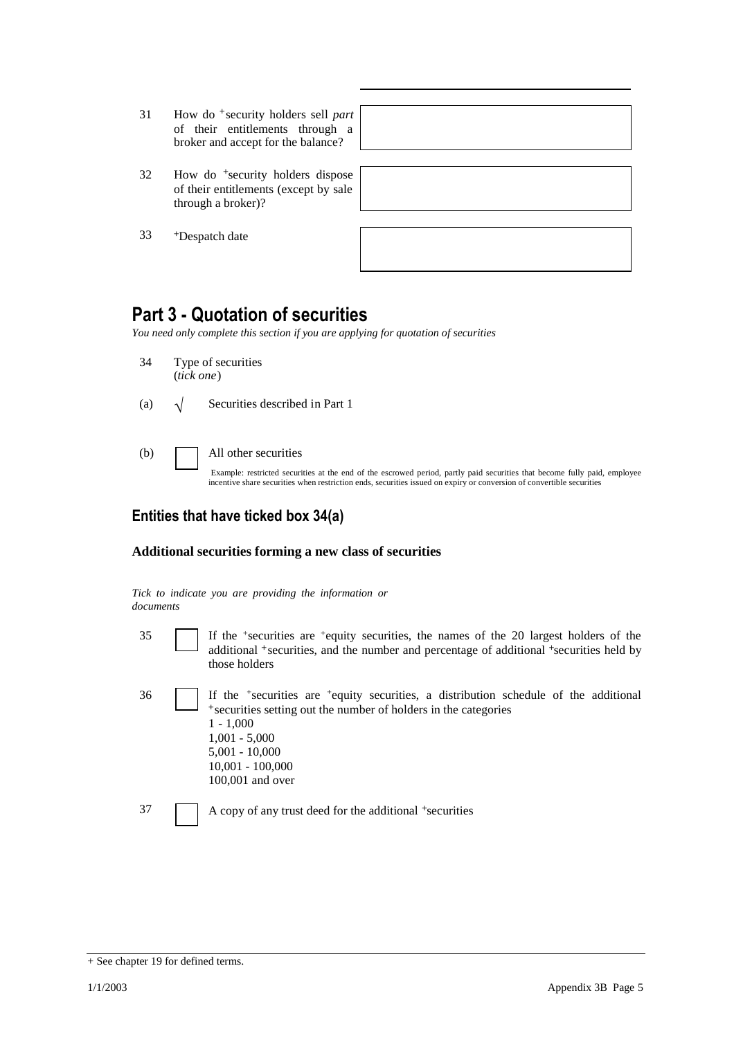| | | |
|---|---|---|
| 31 | How do +security holders sell *part* of their entitlements through a broker and accept for the balance? | |
| 32 | How do +security holders dispose of their entitlements (except by sale through a broker)? | |
| 33 | +Despatch date | |

## Part 3 - Quotation of securities

*You need only complete this section if you are applying for quotation of securities*

34 Type of securities
(*tick one*)

(a) √ Securities described in Part 1

(b) ☐ All other securities

Example: restricted securities at the end of the escrowed period, partly paid securities that become fully paid, employee incentive share securities when restriction ends, securities issued on expiry or conversion of convertible securities

### Entities that have ticked box 34(a)

**Additional securities forming a new class of securities**

*Tick to indicate you are providing the information or documents*

35 ☐ If the +securities are +equity securities, the names of the 20 largest holders of the additional +securities, and the number and percentage of additional +securities held by those holders

36 ☐ If the +securities are +equity securities, a distribution schedule of the additional +securities setting out the number of holders in the categories
1 - 1,000
1,001 - 5,000
5,001 - 10,000
10,001 - 100,000
100,001 and over

37 ☐ A copy of any trust deed for the additional +securities

+ See chapter 19 for defined terms.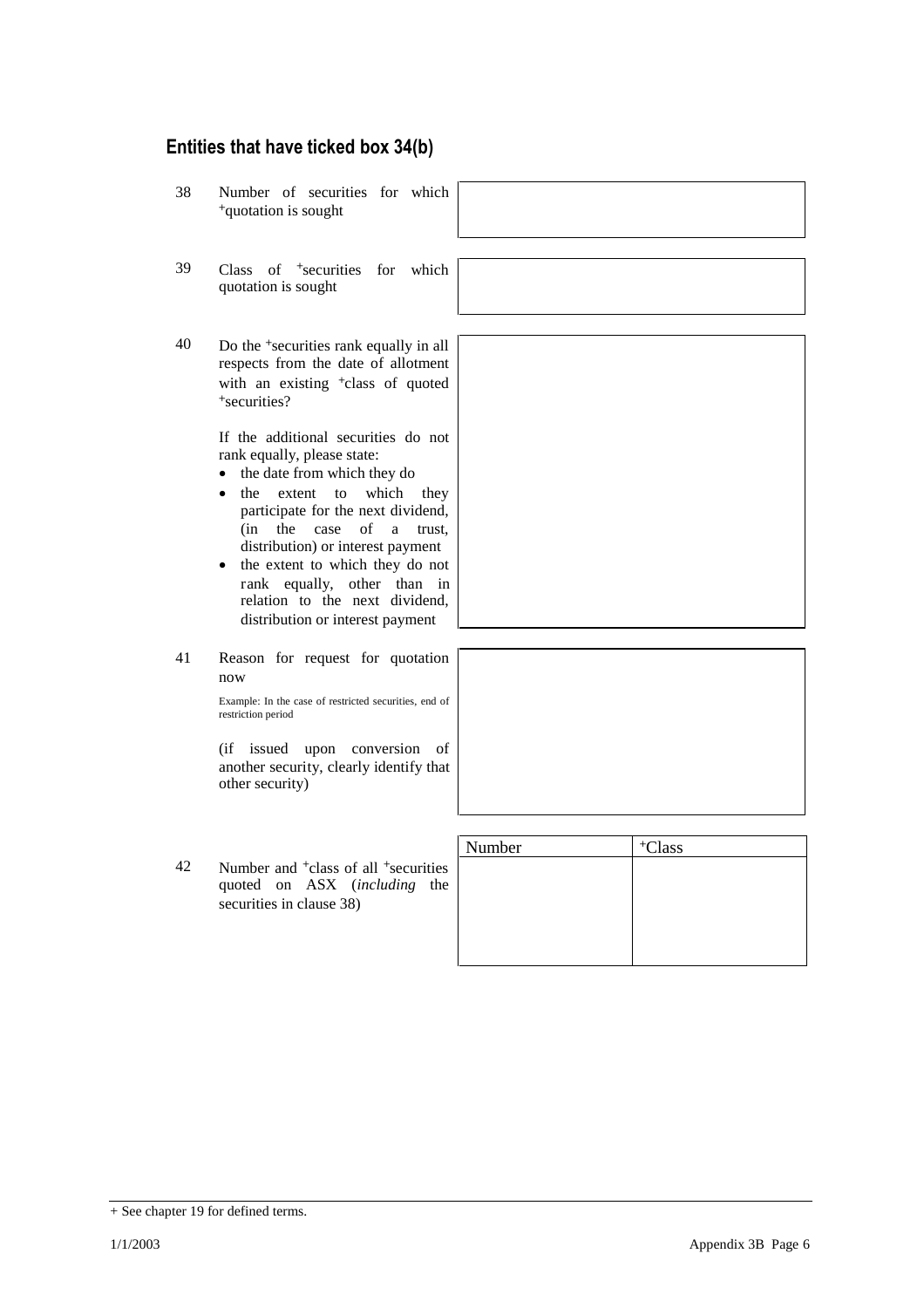## Entities that have ticked box 34(b)

| | | |
|---|---|---|
| 38 | Number of securities for which +quotation is sought | |
| 39 | Class of +securities for which quotation is sought | |
| 40 | Do the +securities rank equally in all respects from the date of allotment with an existing +class of quoted +securities?<br><br>If the additional securities do not rank equally, please state:<br>• the date from which they do<br>• the extent to which they participate for the next dividend, (in the case of a trust, distribution) or interest payment<br>• the extent to which they do not rank equally, other than in relation to the next dividend, distribution or interest payment | |
| 41 | Reason for request for quotation now<br><br>Example: In the case of restricted securities, end of restriction period<br><br>(if issued upon conversion of another security, clearly identify that other security) | |

42 Number and +class of all +securities quoted on ASX (*including* the securities in clause 38)

| Number | +Class |
|---|---|
| | |

+ See chapter 19 for defined terms.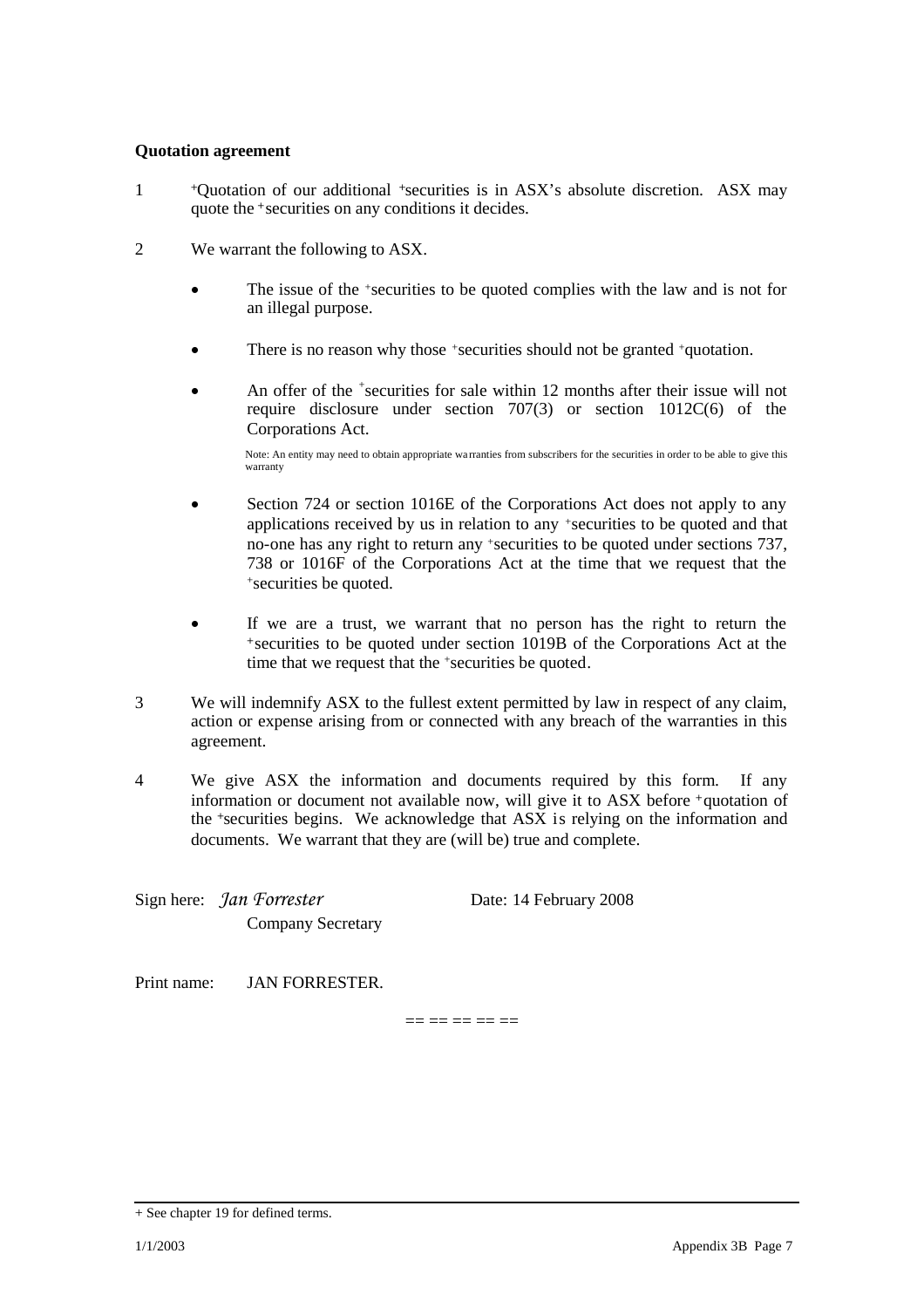**Quotation agreement**

1 +Quotation of our additional +securities is in ASX's absolute discretion. ASX may quote the +securities on any conditions it decides.

2 We warrant the following to ASX.

- The issue of the +securities to be quoted complies with the law and is not for an illegal purpose.

- There is no reason why those +securities should not be granted +quotation.

- An offer of the +securities for sale within 12 months after their issue will not require disclosure under section 707(3) or section 1012C(6) of the Corporations Act.

  Note: An entity may need to obtain appropriate warranties from subscribers for the securities in order to be able to give this warranty

- Section 724 or section 1016E of the Corporations Act does not apply to any applications received by us in relation to any +securities to be quoted and that no-one has any right to return any +securities to be quoted under sections 737, 738 or 1016F of the Corporations Act at the time that we request that the +securities be quoted.

- If we are a trust, we warrant that no person has the right to return the +securities to be quoted under section 1019B of the Corporations Act at the time that we request that the +securities be quoted.

3 We will indemnify ASX to the fullest extent permitted by law in respect of any claim, action or expense arising from or connected with any breach of the warranties in this agreement.

4 We give ASX the information and documents required by this form. If any information or document not available now, will give it to ASX before +quotation of the +securities begins. We acknowledge that ASX is relying on the information and documents. We warrant that they are (will be) true and complete.

Sign here: *Jan Forrester* Date: 14 February 2008
Company Secretary

Print name: JAN FORRESTER.

== == == == ==

+ See chapter 19 for defined terms.